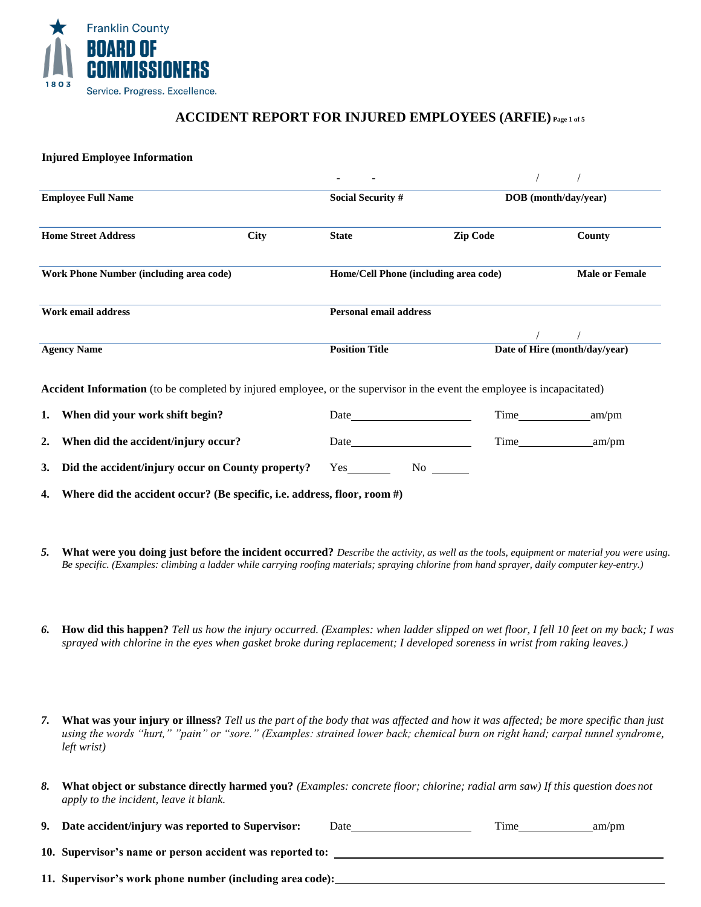Franklin County
**BOARD OF COMMISSIONERS**
1803
Service. Progress. Excellence.

# ACCIDENT REPORT FOR INJURED EMPLOYEES (ARFIE)

**Injured Employee Information**

| **Employee Full Name** | | **Social Security #** - - | | **DOB (month/day/year)** / / |
|---|---|---|---|---|
| **Home Street Address** | **City** | **State** | **Zip Code** | **County** |
| **Work Phone Number (including area code)** | | **Home/Cell Phone (including area code)** | | **Male or Female** |
| **Work email address** | | **Personal email address** | | |
| **Agency Name** | | **Position Title** | | **Date of Hire (month/day/year)** / / |

**Accident Information** (to be completed by injured employee, or the supervisor in the event the employee is incapacitated)

1. **When did your work shift begin?** Date\_\_\_\_\_\_\_\_\_\_\_\_ Time\_\_\_\_\_\_\_\_ am/pm

2. **When did the accident/injury occur?** Date\_\_\_\_\_\_\_\_\_\_\_\_ Time\_\_\_\_\_\_\_\_ am/pm

3. **Did the accident/injury occur on County property?** Yes\_\_\_\_\_\_ No \_\_\_\_\_\_

4. **Where did the accident occur? (Be specific, i.e. address, floor, room #)**

5. **What were you doing just before the incident occurred?** *Describe the activity, as well as the tools, equipment or material you were using. Be specific. (Examples: climbing a ladder while carrying roofing materials; spraying chlorine from hand sprayer, daily computer key-entry.)*

6. **How did this happen?** *Tell us how the injury occurred. (Examples: when ladder slipped on wet floor, I fell 10 feet on my back; I was sprayed with chlorine in the eyes when gasket broke during replacement; I developed soreness in wrist from raking leaves.)*

7. **What was your injury or illness?** *Tell us the part of the body that was affected and how it was affected; be more specific than just using the words "hurt," "pain" or "sore." (Examples: strained lower back; chemical burn on right hand; carpal tunnel syndrome, left wrist)*

8. **What object or substance directly harmed you?** *(Examples: concrete floor; chlorine; radial arm saw) If this question does not apply to the incident, leave it blank.*

9. **Date accident/injury was reported to Supervisor:** Date\_\_\_\_\_\_\_\_\_\_\_\_ Time\_\_\_\_\_\_\_\_ am/pm

10. **Supervisor's name or person accident was reported to:** \_\_\_\_\_\_\_\_\_\_\_\_\_\_\_\_\_\_\_\_

11. **Supervisor's work phone number (including area code):** \_\_\_\_\_\_\_\_\_\_\_\_\_\_\_\_\_\_\_\_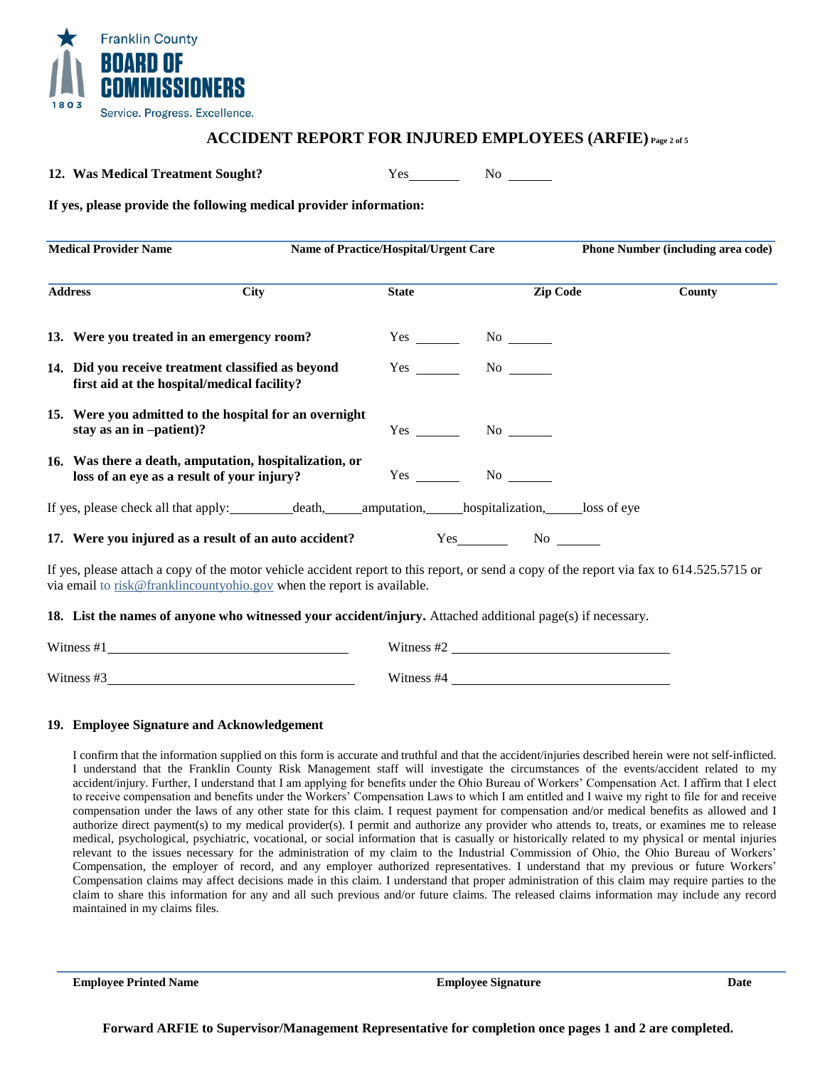Franklin County
**BOARD OF COMMISSIONERS**
1803
Service. Progress. Excellence.

## ACCIDENT REPORT FOR INJURED EMPLOYEES (ARFIE) Page 2 of 5

**12. Was Medical Treatment Sought?** Yes________ No _______

**If yes, please provide the following medical provider information:**

| Medical Provider Name | Name of Practice/Hospital/Urgent Care | Phone Number (including area code) |
|---|---|---|
| | | |

| Address | City | State | Zip Code | County |
|---|---|---|---|---|
| | | | | |

**13. Were you treated in an emergency room?** Yes _______ No _______

**14. Did you receive treatment classified as beyond first aid at the hospital/medical facility?** Yes _______ No _______

**15. Were you admitted to the hospital for an overnight stay as an in –patient)?** Yes _______ No _______

**16. Was there a death, amputation, hospitalization, or loss of an eye as a result of your injury?** Yes _______ No _______

If yes, please check all that apply:_________death,_____amputation,_____hospitalization,_____loss of eye

**17. Were you injured as a result of an auto accident?** Yes________ No _______

If yes, please attach a copy of the motor vehicle accident report to this report, or send a copy of the report via fax to 614.525.5715 or via email to risk@franklincountyohio.gov when the report is available.

**18. List the names of anyone who witnessed your accident/injury.** Attached additional page(s) if necessary.

Witness #1___________________________________ Witness #2 ________________________________

Witness #3___________________________________ Witness #4 ________________________________

**19. Employee Signature and Acknowledgement**

I confirm that the information supplied on this form is accurate and truthful and that the accident/injuries described herein were not self-inflicted. I understand that the Franklin County Risk Management staff will investigate the circumstances of the events/accident related to my accident/injury. Further, I understand that I am applying for benefits under the Ohio Bureau of Workers' Compensation Act. I affirm that I elect to receive compensation and benefits under the Workers' Compensation Laws to which I am entitled and I waive my right to file for and receive compensation under the laws of any other state for this claim. I request payment for compensation and/or medical benefits as allowed and I authorize direct payment(s) to my medical provider(s). I permit and authorize any provider who attends to, treats, or examines me to release medical, psychological, psychiatric, vocational, or social information that is casually or historically related to my physical or mental injuries relevant to the issues necessary for the administration of my claim to the Industrial Commission of Ohio, the Ohio Bureau of Workers' Compensation, the employer of record, and any employer authorized representatives. I understand that my previous or future Workers' Compensation claims may affect decisions made in this claim. I understand that proper administration of this claim may require parties to the claim to share this information for any and all such previous and/or future claims. The released claims information may include any record maintained in my claims files.

| Employee Printed Name | Employee Signature | Date |
|---|---|---|
| | | |

**Forward ARFIE to Supervisor/Management Representative for completion once pages 1 and 2 are completed.**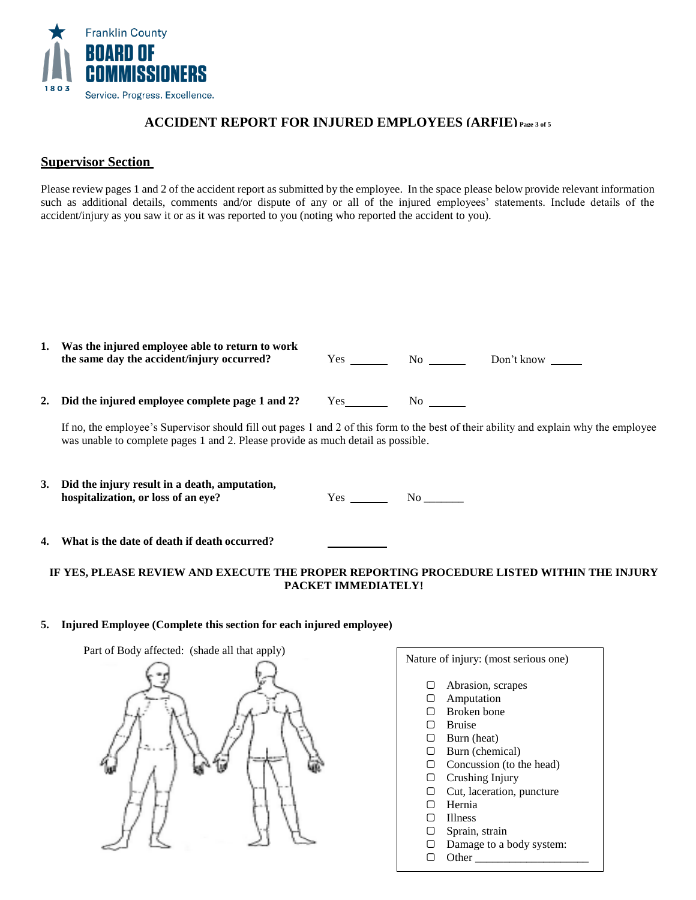Franklin County
BOARD OF COMMISSIONERS
1803
Service. Progress. Excellence.

# ACCIDENT REPORT FOR INJURED EMPLOYEES (ARFIE)

## Supervisor Section

Please review pages 1 and 2 of the accident report as submitted by the employee. In the space please below provide relevant information such as additional details, comments and/or dispute of any or all of the injured employees' statements. Include details of the accident/injury as you saw it or as it was reported to you (noting who reported the accident to you).

1. **Was the injured employee able to return to work the same day the accident/injury occurred?** Yes ______ No ______ Don't know _____

2. **Did the injured employee complete page 1 and 2?** Yes_______ No ______

   If no, the employee's Supervisor should fill out pages 1 and 2 of this form to the best of their ability and explain why the employee was unable to complete pages 1 and 2. Please provide as much detail as possible.

3. **Did the injury result in a death, amputation, hospitalization, or loss of an eye?** Yes ______ No _______

4. **What is the date of death if death occurred?** __________

**IF YES, PLEASE REVIEW AND EXECUTE THE PROPER REPORTING PROCEDURE LISTED WITHIN THE INJURY PACKET IMMEDIATELY!**

5. **Injured Employee (Complete this section for each injured employee)**

Part of Body affected: (shade all that apply)

Nature of injury: (most serious one)

- ▢ Abrasion, scrapes
- ▢ Amputation
- ▢ Broken bone
- ▢ Bruise
- ▢ Burn (heat)
- ▢ Burn (chemical)
- ▢ Concussion (to the head)
- ▢ Crushing Injury
- ▢ Cut, laceration, puncture
- ▢ Hernia
- ▢ Illness
- ▢ Sprain, strain
- ▢ Damage to a body system:
- ▢ Other ____________________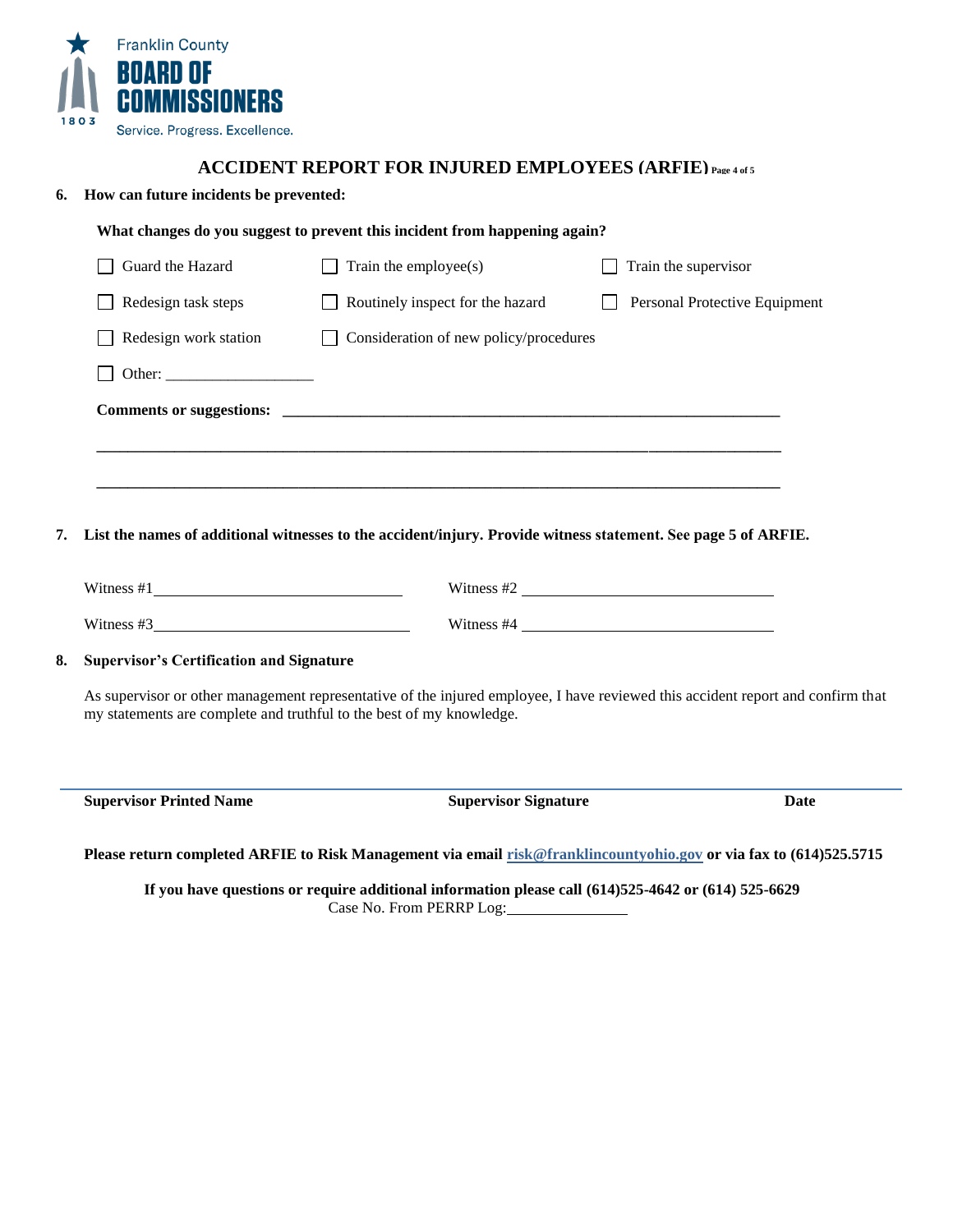Franklin County
BOARD OF COMMISSIONERS
1803
Service. Progress. Excellence.

# ACCIDENT REPORT FOR INJURED EMPLOYEES (ARFIE)

**6. How can future incidents be prevented:**

**What changes do you suggest to prevent this incident from happening again?**

- ☐ Guard the Hazard
- ☐ Train the employee(s)
- ☐ Train the supervisor
- ☐ Redesign task steps
- ☐ Routinely inspect for the hazard
- ☐ Personal Protective Equipment
- ☐ Redesign work station
- ☐ Consideration of new policy/procedures
- ☐ Other: ___________________

**Comments or suggestions:** ______________________________________________________________

______________________________________________________________________________

______________________________________________________________________________

**7. List the names of additional witnesses to the accident/injury. Provide witness statement. See page 5 of ARFIE.**

Witness #1________________________________ Witness #2 ________________________________

Witness #3________________________________ Witness #4 ________________________________

**8. Supervisor's Certification and Signature**

As supervisor or other management representative of the injured employee, I have reviewed this accident report and confirm that my statements are complete and truthful to the best of my knowledge.

______________________________________________________________________________

**Supervisor Printed Name** **Supervisor Signature** **Date**

**Please return completed ARFIE to Risk Management via email [risk@franklincountyohio.gov](mailto:risk@franklincountyohio.gov) or via fax to (614)525.5715**

**If you have questions or require additional information please call (614)525-4642 or (614) 525-6629**

Case No. From PERRP Log:_______________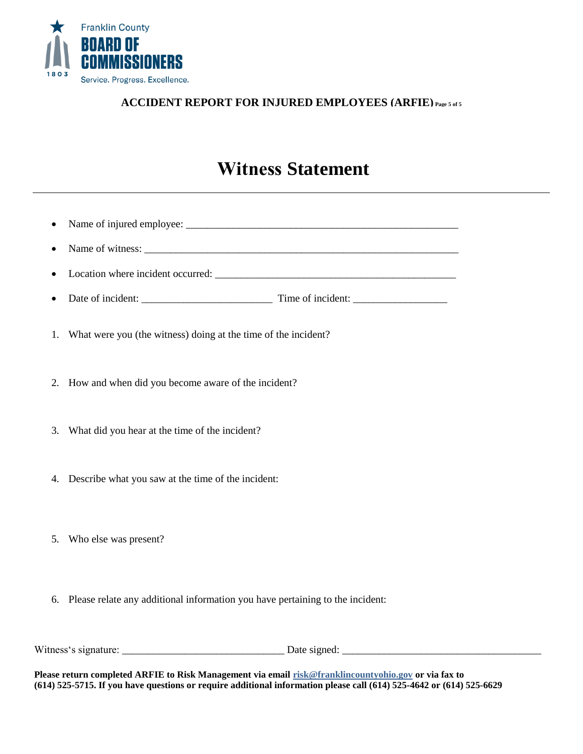Franklin County
BOARD OF COMMISSIONERS
1803
Service. Progress. Excellence.

**ACCIDENT REPORT FOR INJURED EMPLOYEES (ARFIE)**

# Witness Statement

---

- Name of injured employee: ___________________________________________________
- Name of witness: ___________________________________________________________
- Location where incident occurred: _____________________________________________
- Date of incident: ________________________ Time of incident: _________________

1. What were you (the witness) doing at the time of the incident?

2. How and when did you become aware of the incident?

3. What did you hear at the time of the incident?

4. Describe what you saw at the time of the incident:

5. Who else was present?

6. Please relate any additional information you have pertaining to the incident:

Witness's signature: _____________________________ Date signed: ____________________________________

**Please return completed ARFIE to Risk Management via email [risk@franklincountyohio.gov](mailto:risk@franklincountyohio.gov) or via fax to (614) 525-5715. If you have questions or require additional information please call (614) 525-4642 or (614) 525-6629**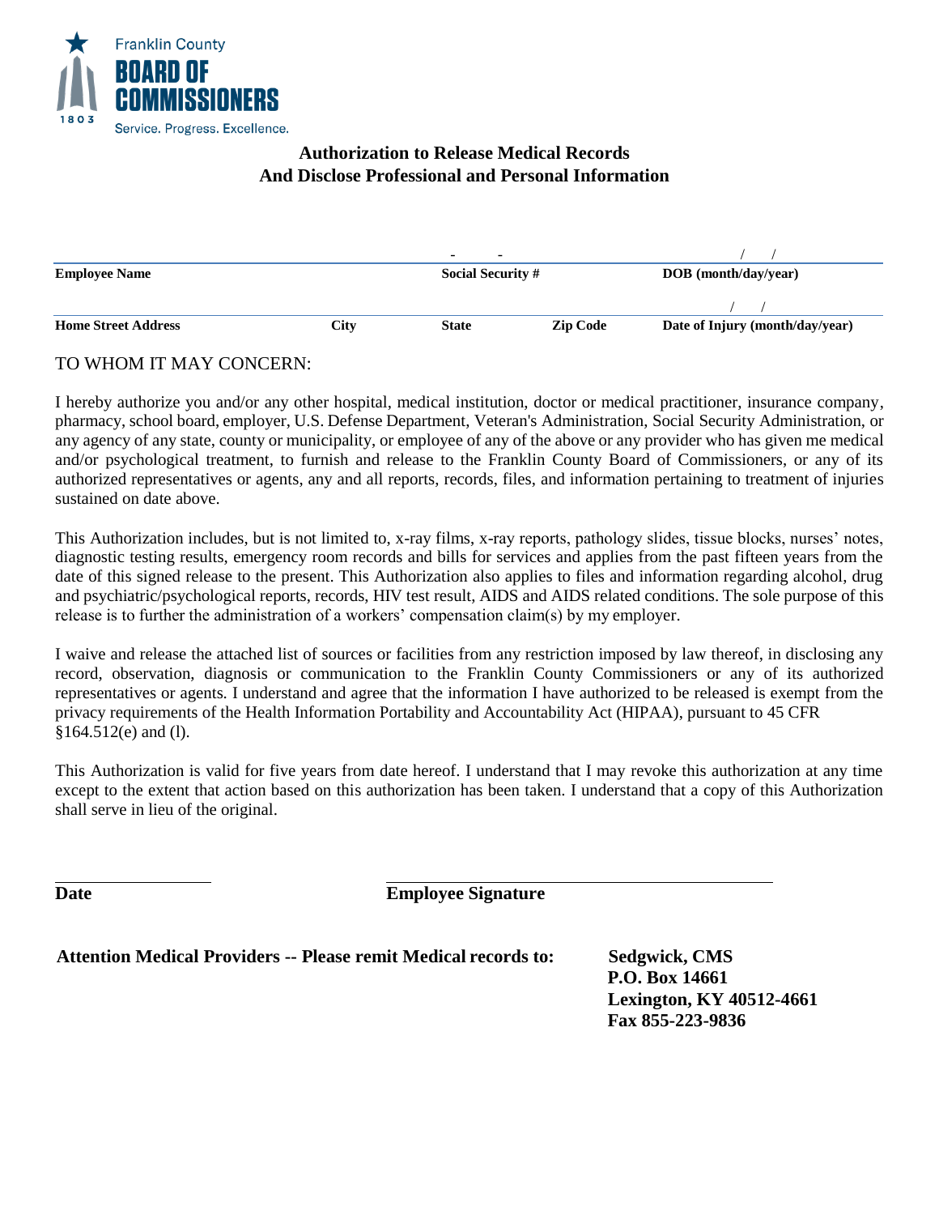Franklin County
**BOARD OF COMMISSIONERS**
1803
Service. Progress. Excellence.

## Authorization to Release Medical Records And Disclose Professional and Personal Information

| | | | | |
|---|---|---|---|---|
| | | - - | | / / |
| **Employee Name** | | **Social Security #** | | **DOB (month/day/year)** |
| | | | | / / |
| **Home Street Address** | **City** | **State** | **Zip Code** | **Date of Injury (month/day/year)** |

TO WHOM IT MAY CONCERN:

I hereby authorize you and/or any other hospital, medical institution, doctor or medical practitioner, insurance company, pharmacy, school board, employer, U.S. Defense Department, Veteran's Administration, Social Security Administration, or any agency of any state, county or municipality, or employee of any of the above or any provider who has given me medical and/or psychological treatment, to furnish and release to the Franklin County Board of Commissioners, or any of its authorized representatives or agents, any and all reports, records, files, and information pertaining to treatment of injuries sustained on date above.

This Authorization includes, but is not limited to, x-ray films, x-ray reports, pathology slides, tissue blocks, nurses' notes, diagnostic testing results, emergency room records and bills for services and applies from the past fifteen years from the date of this signed release to the present. This Authorization also applies to files and information regarding alcohol, drug and psychiatric/psychological reports, records, HIV test result, AIDS and AIDS related conditions. The sole purpose of this release is to further the administration of a workers' compensation claim(s) by my employer.

I waive and release the attached list of sources or facilities from any restriction imposed by law thereof, in disclosing any record, observation, diagnosis or communication to the Franklin County Commissioners or any of its authorized representatives or agents. I understand and agree that the information I have authorized to be released is exempt from the privacy requirements of the Health Information Portability and Accountability Act (HIPAA), pursuant to 45 CFR §164.512(e) and (l).

This Authorization is valid for five years from date hereof. I understand that I may revoke this authorization at any time except to the extent that action based on this authorization has been taken. I understand that a copy of this Authorization shall serve in lieu of the original.

\_\_\_\_\_\_\_\_\_\_\_\_\_\_\_\_\_\_\_\_ \_\_\_\_\_\_\_\_\_\_\_\_\_\_\_\_\_\_\_\_\_\_\_\_\_\_\_\_\_\_\_\_\_\_\_\_\_\_\_\_\_\_\_\_

**Date** **Employee Signature**

**Attention Medical Providers -- Please remit Medical records to:**

**Sedgwick, CMS**
**P.O. Box 14661**
**Lexington, KY 40512-4661**
**Fax 855-223-9836**